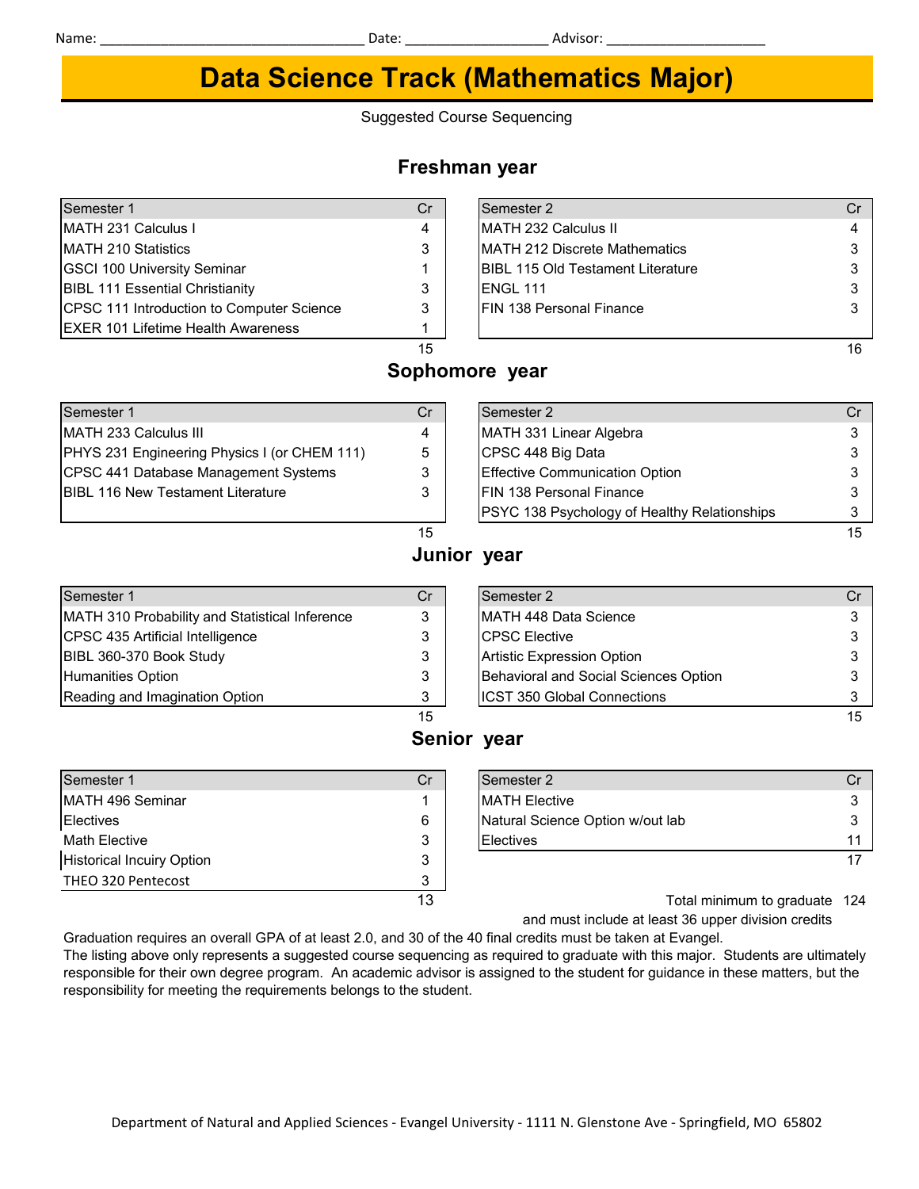Name: ___________________________________ Date: ___________________ Advisor: ______________________

# Data Science Track (Mathematics Major)

Suggested Course Sequencing

## Freshman year

| Semester 1 | Cr |
|---|---|
| MATH 231 Calculus I | 4 |
| MATH 210 Statistics | 3 |
| GSCI 100 University Seminar | 1 |
| BIBL 111 Essential Christianity | 3 |
| CPSC 111 Introduction to Computer Science | 3 |
| EXER 101 Lifetime Health Awareness | 1 |
| | 15 |

| Semester 2 | Cr |
|---|---|
| MATH 232 Calculus II | 4 |
| MATH 212 Discrete Mathematics | 3 |
| BIBL 115 Old Testament Literature | 3 |
| ENGL 111 | 3 |
| FIN 138 Personal Finance | 3 |
| | 16 |

## Sophomore year

| Semester 1 | Cr |
|---|---|
| MATH 233 Calculus III | 4 |
| PHYS 231 Engineering Physics I (or CHEM 111) | 5 |
| CPSC 441 Database Management Systems | 3 |
| BIBL 116 New Testament Literature | 3 |
| | 15 |

| Semester 2 | Cr |
|---|---|
| MATH 331 Linear Algebra | 3 |
| CPSC 448 Big Data | 3 |
| Effective Communication Option | 3 |
| FIN 138 Personal Finance | 3 |
| PSYC 138 Psychology of Healthy Relationships | 3 |
| | 15 |

## Junior year

| Semester 1 | Cr |
|---|---|
| MATH 310 Probability and Statistical Inference | 3 |
| CPSC 435 Artificial Intelligence | 3 |
| BIBL 360-370 Book Study | 3 |
| Humanities Option | 3 |
| Reading and Imagination Option | 3 |
| | 15 |

| Semester 2 | Cr |
|---|---|
| MATH 448 Data Science | 3 |
| CPSC Elective | 3 |
| Artistic Expression Option | 3 |
| Behavioral and Social Sciences Option | 3 |
| ICST 350 Global Connections | 3 |
| | 15 |

## Senior year

| Semester 1 | Cr |
|---|---|
| MATH 496 Seminar | 1 |
| Electives | 6 |
| Math Elective | 3 |
| Historical Incuiry Option | 3 |
| THEO 320 Pentecost | 3 |
| | 13 |

| Semester 2 | Cr |
|---|---|
| MATH Elective | 3 |
| Natural Science Option w/out lab | 3 |
| Electives | 11 |
| | 17 |

Total minimum to graduate 124

and must include at least 36 upper division credits

Graduation requires an overall GPA of at least 2.0, and 30 of the 40 final credits must be taken at Evangel.

The listing above only represents a suggested course sequencing as required to graduate with this major. Students are ultimately responsible for their own degree program. An academic advisor is assigned to the student for guidance in these matters, but the responsibility for meeting the requirements belongs to the student.

Department of Natural and Applied Sciences - Evangel University - 1111 N. Glenstone Ave - Springfield, MO 65802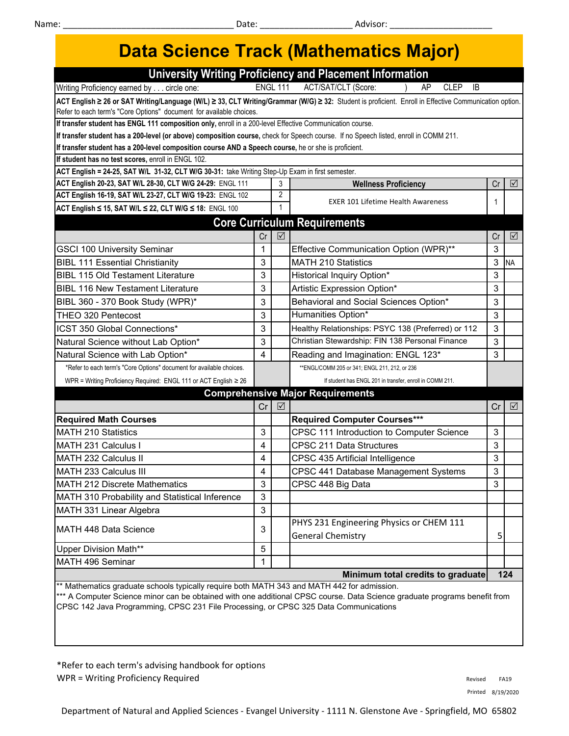Name: ___________________________________ Date: __________________ Advisor: _____________________

# Data Science Track (Mathematics Major)

## University Writing Proficiency and Placement Information

Writing Proficiency earned by . . . circle one: ENGL 111 ACT/SAT/CLT (Score: ) AP CLEP IB

**ACT English ≥ 26 or SAT Writing/Language (W/L) ≥ 33, CLT Writing/Grammar (W/G) ≥ 32:** Student is proficient. Enroll in Effective Communication option. Refer to each term's "Core Options" document for available choices.

**If transfer student has ENGL 111 composition only,** enroll in a 200-level Effective Communication course.

**If transfer student has a 200-level (or above) composition course,** check for Speech course. If no Speech listed, enroll in COMM 211.

**If transfer student has a 200-level composition course AND a Speech course,** he or she is proficient.

**If student has no test scores,** enroll in ENGL 102.

**ACT English = 24-25, SAT W/L 31-32, CLT W/G 30-31:** take Writing Step-Up Exam in first semester.

| | | Wellness Proficiency | Cr | ☑ |
|---|---|---|---|---|
| **ACT English 20-23, SAT W/L 28-30, CLT W/G 24-29:** ENGL 111 | 3 | | | |
| **ACT English 16-19, SAT W/L 23-27, CLT W/G 19-23:** ENGL 102 | 2 | EXER 101 Lifetime Health Awareness | 1 | |
| **ACT English ≤ 15, SAT W/L ≤ 22, CLT W/G ≤ 18:** ENGL 100 | 1 | | | |

## Core Curriculum Requirements

| | Cr | ☑ | | Cr | ☑ |
|---|---|---|---|---|---|
| GSCI 100 University Seminar | 1 | | Effective Communication Option (WPR)** | 3 | |
| BIBL 111 Essential Christianity | 3 | | MATH 210 Statistics | 3 | NA |
| BIBL 115 Old Testament Literature | 3 | | Historical Inquiry Option* | 3 | |
| BIBL 116 New Testament Literature | 3 | | Artistic Expression Option* | 3 | |
| BIBL 360 - 370 Book Study (WPR)* | 3 | | Behavioral and Social Sciences Option* | 3 | |
| THEO 320 Pentecost | 3 | | Humanities Option* | 3 | |
| ICST 350 Global Connections* | 3 | | Healthy Relationships: PSYC 138 (Preferred) or 112 | 3 | |
| Natural Science without Lab Option* | 3 | | Christian Stewardship: FIN 138 Personal Finance | 3 | |
| Natural Science with Lab Option* | 4 | | Reading and Imagination: ENGL 123* | 3 | |
| *Refer to each term's "Core Options" document for available choices. | | | **ENGL/COMM 205 or 341; ENGL 211, 212, or 236 | | |
| WPR = Writing Proficiency Required: ENGL 111 or ACT English ≥ 26 | | | If student has ENGL 201 in transfer, enroll in COMM 211. | | |

## Comprehensive Major Requirements

| | Cr | ☑ | | Cr | ☑ |
|---|---|---|---|---|---|
| **Required Math Courses** | | | **Required Computer Courses*** ** | | |
| MATH 210 Statistics | 3 | | CPSC 111 Introduction to Computer Science | 3 | |
| MATH 231 Calculus I | 4 | | CPSC 211 Data Structures | 3 | |
| MATH 232 Calculus II | 4 | | CPSC 435 Artificial Intelligence | 3 | |
| MATH 233 Calculus III | 4 | | CPSC 441 Database Management Systems | 3 | |
| MATH 212 Discrete Mathematics | 3 | | CPSC 448 Big Data | 3 | |
| MATH 310 Probability and Statistical Inference | 3 | | | | |
| MATH 331 Linear Algebra | 3 | | | | |
| MATH 448 Data Science | 3 | | PHYS 231 Engineering Physics or CHEM 111 General Chemistry | 5 | |
| Upper Division Math** | 5 | | | | |
| MATH 496 Seminar | 1 | | | | |
| | | | **Minimum total credits to graduate** | **124** | |

** Mathematics graduate schools typically require both MATH 343 and MATH 442 for admission.
*** A Computer Science minor can be obtained with one additional CPSC course. Data Science graduate programs benefit from CPSC 142 Java Programming, CPSC 231 File Processing, or CPSC 325 Data Communications

*Refer to each term's advising handbook for options
WPR = Writing Proficiency Required

Revised FA19
Printed 8/19/2020

Department of Natural and Applied Sciences - Evangel University - 1111 N. Glenstone Ave - Springfield, MO 65802